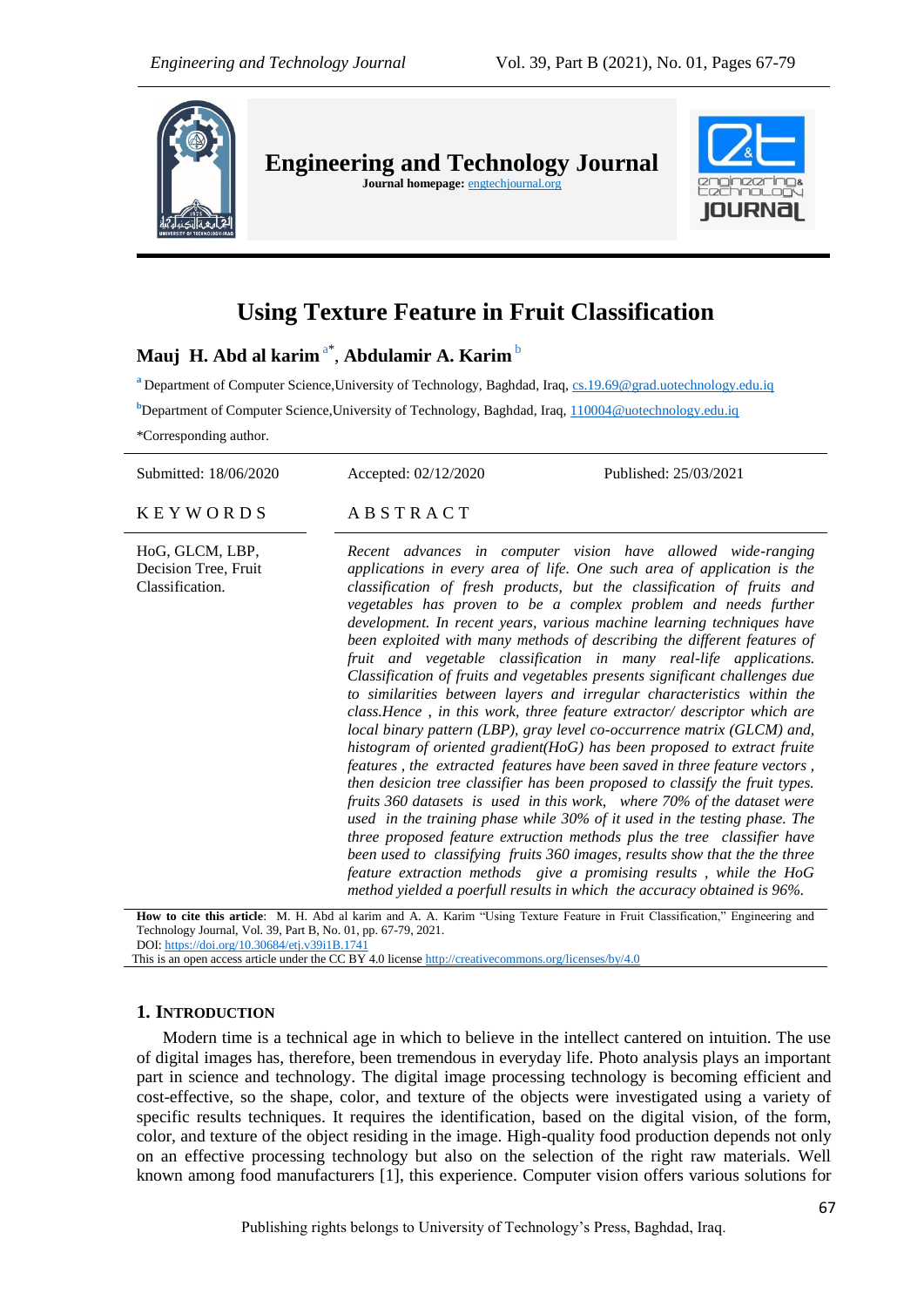# Using Texture Feature in Fruit Classification

**Mauj H. Abd al karim** [a*], **Abdulamir A. Karim** [b]

[a] Department of Computer Science,University of Technology, Baghdad, Iraq, cs.19.69@grad.uotechnology.edu.iq

[b] Department of Computer Science,University of Technology, Baghdad, Iraq, 110004@uotechnology.edu.iq

*Corresponding author.

Submitted: 18/06/2020 Accepted: 02/12/2020 Published: 25/03/2021

**KEYWORDS**

HoG, GLCM, LBP, Decision Tree, Fruit Classification.

**ABSTRACT**

*Recent advances in computer vision have allowed wide-ranging applications in every area of life. One such area of application is the classification of fresh products, but the classification of fruits and vegetables has proven to be a complex problem and needs further development. In recent years, various machine learning techniques have been exploited with many methods of describing the different features of fruit and vegetable classification in many real-life applications. Classification of fruits and vegetables presents significant challenges due to similarities between layers and irregular characteristics within the class.Hence , in this work, three feature extractor/ descriptor which are local binary pattern (LBP), gray level co-occurrence matrix (GLCM) and, histogram of oriented gradient(HoG) has been proposed to extract fruite features , the extracted features have been saved in three feature vectors , then desicion tree classifier has been proposed to classify the fruit types. fruits 360 datasets is used in this work, where 70% of the dataset were used in the training phase while 30% of it used in the testing phase. The three proposed feature extraction methods plus the tree classifier have been used to classifying fruits 360 images, results show that the the three feature extraction methods give a promising results , while the HoG method yielded a poerfull results in which the accuracy obtained is 96%.*

**How to cite this article**: M. H. Abd al karim and A. A. Karim "Using Texture Feature in Fruit Classification," Engineering and Technology Journal, Vol. 39, Part B, No. 01, pp. 67-79, 2021.
DOI: https://doi.org/10.30684/etj.v39i1B.1741
This is an open access article under the CC BY 4.0 license http://creativecommons.org/licenses/by/4.0

## 1. Introduction

Modern time is a technical age in which to believe in the intellect cantered on intuition. The use of digital images has, therefore, been tremendous in everyday life. Photo analysis plays an important part in science and technology. The digital image processing technology is becoming efficient and cost-effective, so the shape, color, and texture of the objects were investigated using a variety of specific results techniques. It requires the identification, based on the digital vision, of the form, color, and texture of the object residing in the image. High-quality food production depends not only on an effective processing technology but also on the selection of the right raw materials. Well known among food manufacturers [1], this experience. Computer vision offers various solutions for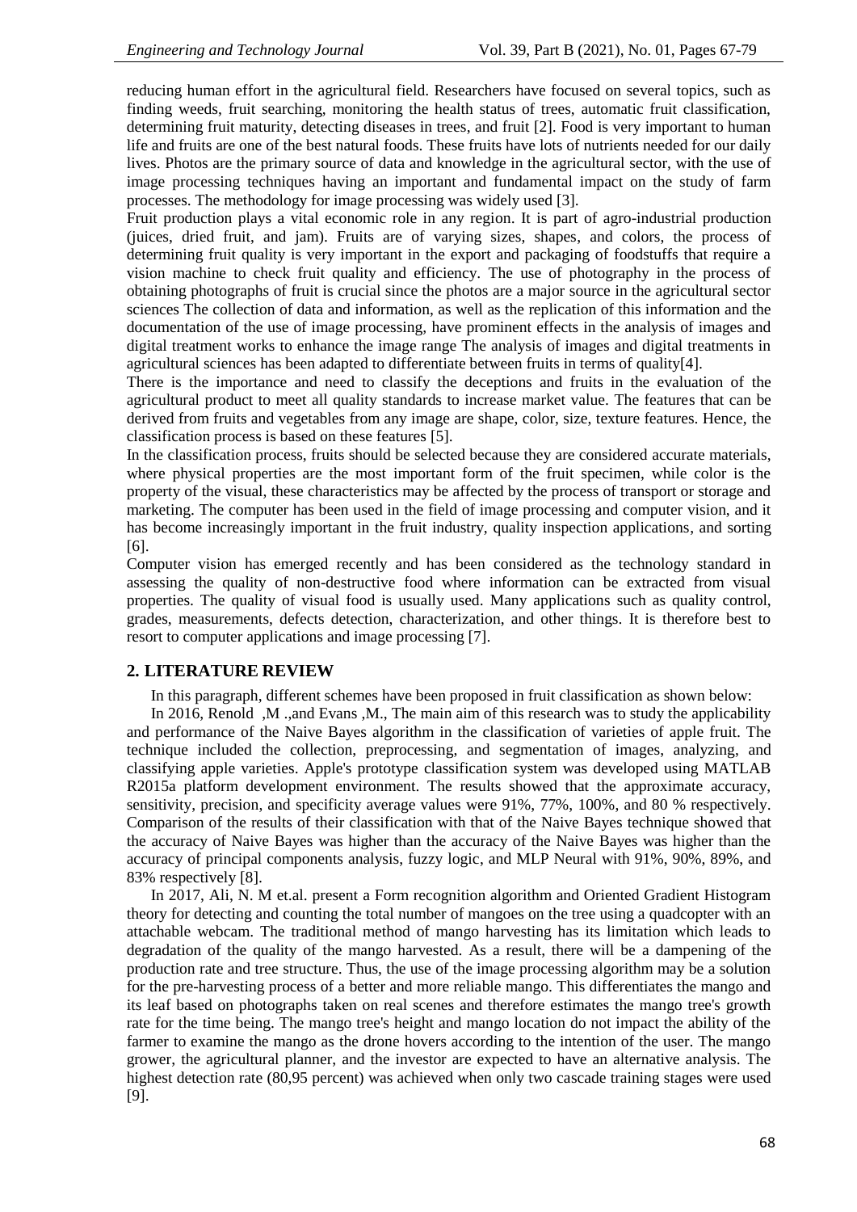reducing human effort in the agricultural field. Researchers have focused on several topics, such as finding weeds, fruit searching, monitoring the health status of trees, automatic fruit classification, determining fruit maturity, detecting diseases in trees, and fruit [2]. Food is very important to human life and fruits are one of the best natural foods. These fruits have lots of nutrients needed for our daily lives. Photos are the primary source of data and knowledge in the agricultural sector, with the use of image processing techniques having an important and fundamental impact on the study of farm processes. The methodology for image processing was widely used [3].

Fruit production plays a vital economic role in any region. It is part of agro-industrial production (juices, dried fruit, and jam). Fruits are of varying sizes, shapes, and colors, the process of determining fruit quality is very important in the export and packaging of foodstuffs that require a vision machine to check fruit quality and efficiency. The use of photography in the process of obtaining photographs of fruit is crucial since the photos are a major source in the agricultural sector sciences The collection of data and information, as well as the replication of this information and the documentation of the use of image processing, have prominent effects in the analysis of images and digital treatment works to enhance the image range The analysis of images and digital treatments in agricultural sciences has been adapted to differentiate between fruits in terms of quality[4].

There is the importance and need to classify the deceptions and fruits in the evaluation of the agricultural product to meet all quality standards to increase market value. The features that can be derived from fruits and vegetables from any image are shape, color, size, texture features. Hence, the classification process is based on these features [5].

In the classification process, fruits should be selected because they are considered accurate materials, where physical properties are the most important form of the fruit specimen, while color is the property of the visual, these characteristics may be affected by the process of transport or storage and marketing. The computer has been used in the field of image processing and computer vision, and it has become increasingly important in the fruit industry, quality inspection applications, and sorting [6].

Computer vision has emerged recently and has been considered as the technology standard in assessing the quality of non-destructive food where information can be extracted from visual properties. The quality of visual food is usually used. Many applications such as quality control, grades, measurements, defects detection, characterization, and other things. It is therefore best to resort to computer applications and image processing [7].

## 2. LITERATURE REVIEW

In this paragraph, different schemes have been proposed in fruit classification as shown below:

In 2016, Renold ,M .,and Evans ,M., The main aim of this research was to study the applicability and performance of the Naive Bayes algorithm in the classification of varieties of apple fruit. The technique included the collection, preprocessing, and segmentation of images, analyzing, and classifying apple varieties. Apple's prototype classification system was developed using MATLAB R2015a platform development environment. The results showed that the approximate accuracy, sensitivity, precision, and specificity average values were 91%, 77%, 100%, and 80 % respectively. Comparison of the results of their classification with that of the Naive Bayes technique showed that the accuracy of Naive Bayes was higher than the accuracy of the Naive Bayes was higher than the accuracy of principal components analysis, fuzzy logic, and MLP Neural with 91%, 90%, 89%, and 83% respectively [8].

In 2017, Ali, N. M et.al. present a Form recognition algorithm and Oriented Gradient Histogram theory for detecting and counting the total number of mangoes on the tree using a quadcopter with an attachable webcam. The traditional method of mango harvesting has its limitation which leads to degradation of the quality of the mango harvested. As a result, there will be a dampening of the production rate and tree structure. Thus, the use of the image processing algorithm may be a solution for the pre-harvesting process of a better and more reliable mango. This differentiates the mango and its leaf based on photographs taken on real scenes and therefore estimates the mango tree's growth rate for the time being. The mango tree's height and mango location do not impact the ability of the farmer to examine the mango as the drone hovers according to the intention of the user. The mango grower, the agricultural planner, and the investor are expected to have an alternative analysis. The highest detection rate (80,95 percent) was achieved when only two cascade training stages were used [9].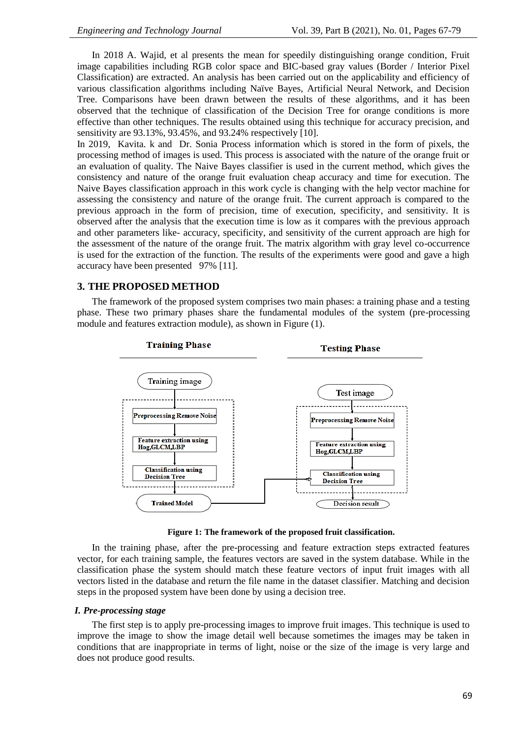In 2018 A. Wajid, et al presents the mean for speedily distinguishing orange condition, Fruit image capabilities including RGB color space and BIC-based gray values (Border / Interior Pixel Classification) are extracted. An analysis has been carried out on the applicability and efficiency of various classification algorithms including Naïve Bayes, Artificial Neural Network, and Decision Tree. Comparisons have been drawn between the results of these algorithms, and it has been observed that the technique of classification of the Decision Tree for orange conditions is more effective than other techniques. The results obtained using this technique for accuracy precision, and sensitivity are 93.13%, 93.45%, and 93.24% respectively [10].

In 2019, Kavita. k and Dr. Sonia Process information which is stored in the form of pixels, the processing method of images is used. This process is associated with the nature of the orange fruit or an evaluation of quality. The Naive Bayes classifier is used in the current method, which gives the consistency and nature of the orange fruit evaluation cheap accuracy and time for execution. The Naive Bayes classification approach in this work cycle is changing with the help vector machine for assessing the consistency and nature of the orange fruit. The current approach is compared to the previous approach in the form of precision, time of execution, specificity, and sensitivity. It is observed after the analysis that the execution time is low as it compares with the previous approach and other parameters like- accuracy, specificity, and sensitivity of the current approach are high for the assessment of the nature of the orange fruit. The matrix algorithm with gray level co-occurrence is used for the extraction of the function. The results of the experiments were good and gave a high accuracy have been presented 97% [11].

## 3. THE PROPOSED METHOD

The framework of the proposed system comprises two main phases: a training phase and a testing phase. These two primary phases share the fundamental modules of the system (pre-processing module and features extraction module), as shown in Figure (1).

**Figure 1: The framework of the proposed fruit classification.**

In the training phase, after the pre-processing and feature extraction steps extracted features vector, for each training sample, the features vectors are saved in the system database. While in the classification phase the system should match these feature vectors of input fruit images with all vectors listed in the database and return the file name in the dataset classifier. Matching and decision steps in the proposed system have been done by using a decision tree.

### *I. Pre-processing stage*

The first step is to apply pre-processing images to improve fruit images. This technique is used to improve the image to show the image detail well because sometimes the images may be taken in conditions that are inappropriate in terms of light, noise or the size of the image is very large and does not produce good results.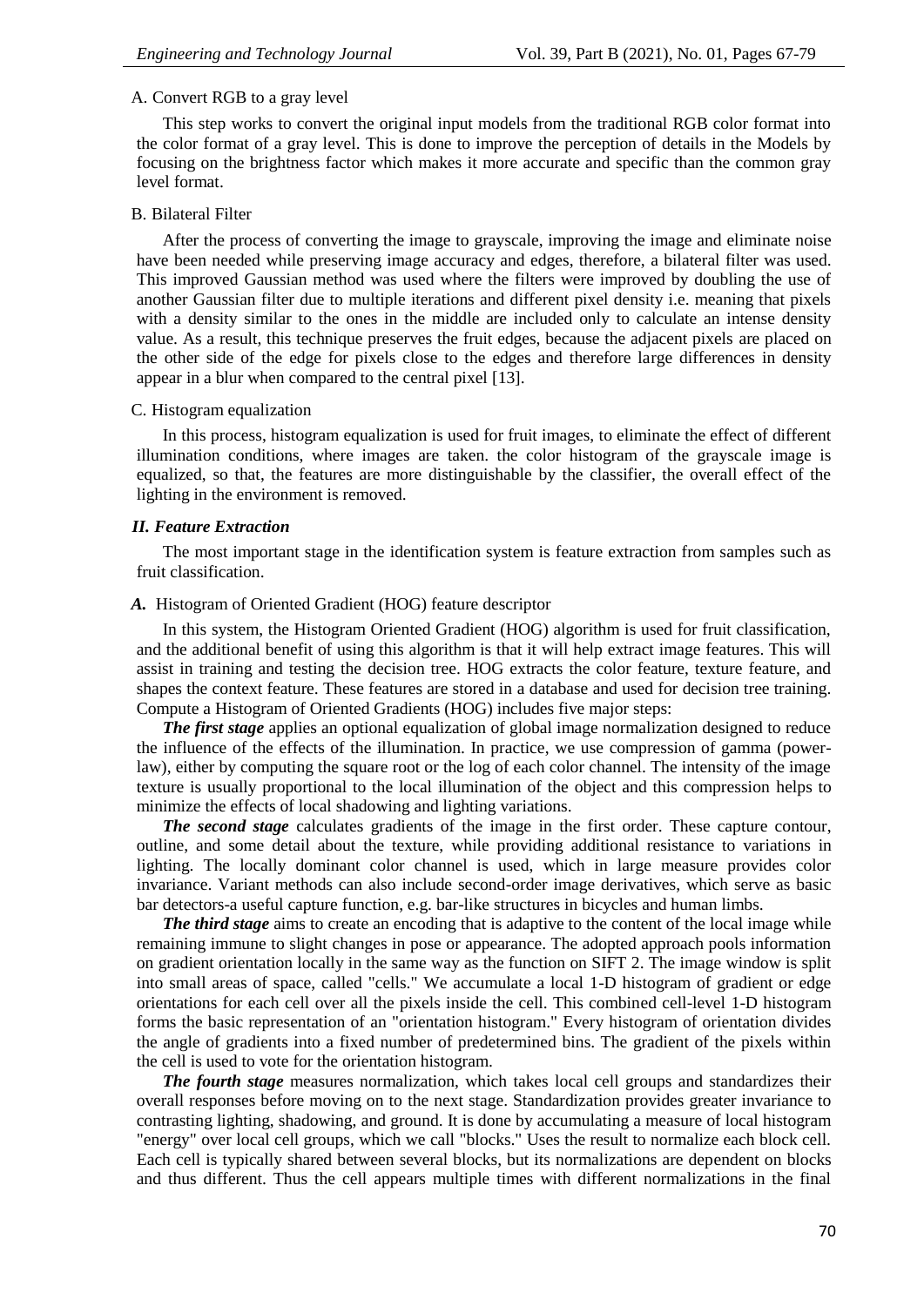A. Convert RGB to a gray level

This step works to convert the original input models from the traditional RGB color format into the color format of a gray level. This is done to improve the perception of details in the Models by focusing on the brightness factor which makes it more accurate and specific than the common gray level format.

B. Bilateral Filter

After the process of converting the image to grayscale, improving the image and eliminate noise have been needed while preserving image accuracy and edges, therefore, a bilateral filter was used. This improved Gaussian method was used where the filters were improved by doubling the use of another Gaussian filter due to multiple iterations and different pixel density i.e. meaning that pixels with a density similar to the ones in the middle are included only to calculate an intense density value. As a result, this technique preserves the fruit edges, because the adjacent pixels are placed on the other side of the edge for pixels close to the edges and therefore large differences in density appear in a blur when compared to the central pixel [13].

C. Histogram equalization

In this process, histogram equalization is used for fruit images, to eliminate the effect of different illumination conditions, where images are taken. the color histogram of the grayscale image is equalized, so that, the features are more distinguishable by the classifier, the overall effect of the lighting in the environment is removed.

### *II. Feature Extraction*

The most important stage in the identification system is feature extraction from samples such as fruit classification.

***A.*** Histogram of Oriented Gradient (HOG) feature descriptor

In this system, the Histogram Oriented Gradient (HOG) algorithm is used for fruit classification, and the additional benefit of using this algorithm is that it will help extract image features. This will assist in training and testing the decision tree. HOG extracts the color feature, texture feature, and shapes the context feature. These features are stored in a database and used for decision tree training. Compute a Histogram of Oriented Gradients (HOG) includes five major steps:

***The first stage*** applies an optional equalization of global image normalization designed to reduce the influence of the effects of the illumination. In practice, we use compression of gamma (power-law), either by computing the square root or the log of each color channel. The intensity of the image texture is usually proportional to the local illumination of the object and this compression helps to minimize the effects of local shadowing and lighting variations.

***The second stage*** calculates gradients of the image in the first order. These capture contour, outline, and some detail about the texture, while providing additional resistance to variations in lighting. The locally dominant color channel is used, which in large measure provides color invariance. Variant methods can also include second-order image derivatives, which serve as basic bar detectors-a useful capture function, e.g. bar-like structures in bicycles and human limbs.

***The third stage*** aims to create an encoding that is adaptive to the content of the local image while remaining immune to slight changes in pose or appearance. The adopted approach pools information on gradient orientation locally in the same way as the function on SIFT 2. The image window is split into small areas of space, called "cells." We accumulate a local 1-D histogram of gradient or edge orientations for each cell over all the pixels inside the cell. This combined cell-level 1-D histogram forms the basic representation of an "orientation histogram." Every histogram of orientation divides the angle of gradients into a fixed number of predetermined bins. The gradient of the pixels within the cell is used to vote for the orientation histogram.

***The fourth stage*** measures normalization, which takes local cell groups and standardizes their overall responses before moving on to the next stage. Standardization provides greater invariance to contrasting lighting, shadowing, and ground. It is done by accumulating a measure of local histogram "energy" over local cell groups, which we call "blocks." Uses the result to normalize each block cell. Each cell is typically shared between several blocks, but its normalizations are dependent on blocks and thus different. Thus the cell appears multiple times with different normalizations in the final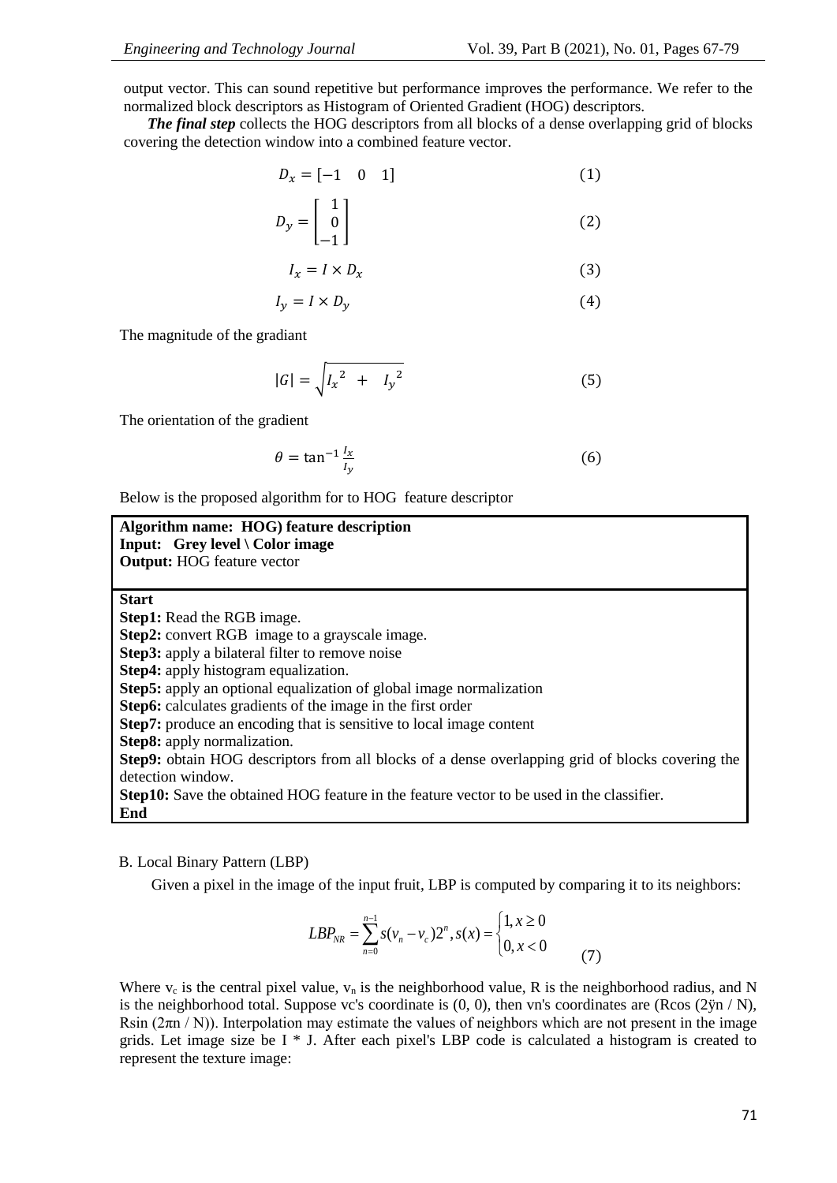output vector. This can sound repetitive but performance improves the performance. We refer to the normalized block descriptors as Histogram of Oriented Gradient (HOG) descriptors.

***The final step*** collects the HOG descriptors from all blocks of a dense overlapping grid of blocks covering the detection window into a combined feature vector.

$$D_x = [-1 \quad 0 \quad 1] \tag{1}$$

$$D_y = \begin{bmatrix} 1 \\ 0 \\ -1 \end{bmatrix} \tag{2}$$

$$I_x = I \times D_x \tag{3}$$

$$I_y = I \times D_y \tag{4}$$

The magnitude of the gradiant

$$|G| = \sqrt{{I_x}^2 + {I_y}^2} \tag{5}$$

The orientation of the gradient

$$\theta = \tan^{-1} \frac{I_x}{I_y} \tag{6}$$

Below is the proposed algorithm for to HOG feature descriptor

**Algorithm name: HOG) feature description**
**Input: Grey level \ Color image**
**Output:** HOG feature vector

**Start**
**Step1:** Read the RGB image.
**Step2:** convert RGB image to a grayscale image.
**Step3:** apply a bilateral filter to remove noise
**Step4:** apply histogram equalization.
**Step5:** apply an optional equalization of global image normalization
**Step6:** calculates gradients of the image in the first order
**Step7:** produce an encoding that is sensitive to local image content
**Step8:** apply normalization.
**Step9:** obtain HOG descriptors from all blocks of a dense overlapping grid of blocks covering the detection window.
**Step10:** Save the obtained HOG feature in the feature vector to be used in the classifier.
**End**

B. Local Binary Pattern (LBP)

Given a pixel in the image of the input fruit, LBP is computed by comparing it to its neighbors:

$$LBP_{NR} = \sum_{n=0}^{n-1} s(v_n - v_c)2^n, s(x) = \begin{cases} 1, x \geq 0 \\ 0, x < 0 \end{cases} \tag{7}$$

Where $v_c$ is the central pixel value, $v_n$ is the neighborhood value, R is the neighborhood radius, and N is the neighborhood total. Suppose vc's coordinate is (0, 0), then vn's coordinates are (Rcos (2ÿn / N), Rsin (2πn / N)). Interpolation may estimate the values of neighbors which are not present in the image grids. Let image size be I * J. After each pixel's LBP code is calculated a histogram is created to represent the texture image: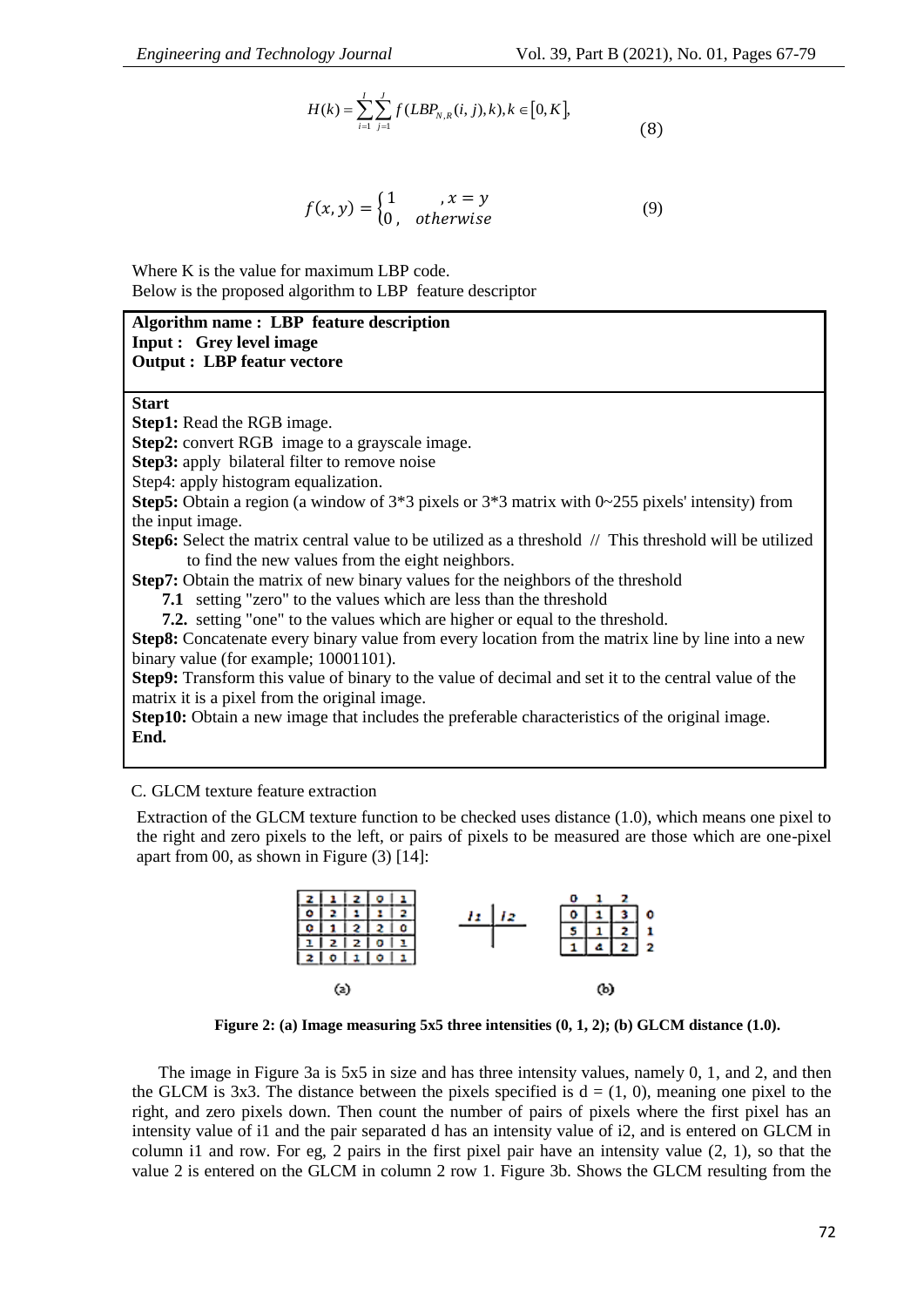$$H(k) = \sum_{i=1}^{I} \sum_{j=1}^{J} f(LBP_{N,R}(i,j),k), k \in [0, K], \tag{8}$$

$$f(x, y) = \begin{cases} 1 & , x = y \\ 0, & otherwise \end{cases} \tag{9}$$

Where K is the value for maximum LBP code.
Below is the proposed algorithm to LBP feature descriptor

**Algorithm name : LBP feature description**
**Input : Grey level image**
**Output : LBP featur vectore**

**Start**
**Step1:** Read the RGB image.
**Step2:** convert RGB image to a grayscale image.
**Step3:** apply bilateral filter to remove noise
Step4: apply histogram equalization.
**Step5:** Obtain a region (a window of 3*3 pixels or 3*3 matrix with 0~255 pixels' intensity) from the input image.
**Step6:** Select the matrix central value to be utilized as a threshold // This threshold will be utilized to find the new values from the eight neighbors.
**Step7:** Obtain the matrix of new binary values for the neighbors of the threshold
**7.1** setting "zero" to the values which are less than the threshold
**7.2.** setting "one" to the values which are higher or equal to the threshold.
**Step8:** Concatenate every binary value from every location from the matrix line by line into a new binary value (for example; 10001101).
**Step9:** Transform this value of binary to the value of decimal and set it to the central value of the matrix it is a pixel from the original image.
**Step10:** Obtain a new image that includes the preferable characteristics of the original image.
**End.**

C. GLCM texture feature extraction

Extraction of the GLCM texture function to be checked uses distance (1.0), which means one pixel to the right and zero pixels to the left, or pairs of pixels to be measured are those which are one-pixel apart from 00, as shown in Figure (3) [14]:

(a)

| 2 | 1 | 2 | 0 | 1 |
|---|---|---|---|---|
| 0 | 2 | 1 | 1 | 2 |
| 0 | 1 | 2 | 2 | 0 |
| 1 | 2 | 2 | 0 | 1 |
| 2 | 0 | 1 | 0 | 1 |

$i_1$ | $i_2$

(b)

| | 0 | 1 | 2 |
|---|---|---|---|
| 0 | 0 | 1 | 3 |
| 1 | 5 | 1 | 2 |
| 2 | 1 | 4 | 2 |

**Figure 2: (a) Image measuring 5x5 three intensities (0, 1, 2); (b) GLCM distance (1.0).**

The image in Figure 3a is 5x5 in size and has three intensity values, namely 0, 1, and 2, and then the GLCM is 3x3. The distance between the pixels specified is d = (1, 0), meaning one pixel to the right, and zero pixels down. Then count the number of pairs of pixels where the first pixel has an intensity value of i1 and the pair separated d has an intensity value of i2, and is entered on GLCM in column i1 and row. For eg, 2 pairs in the first pixel pair have an intensity value (2, 1), so that the value 2 is entered on the GLCM in column 2 row 1. Figure 3b. Shows the GLCM resulting from the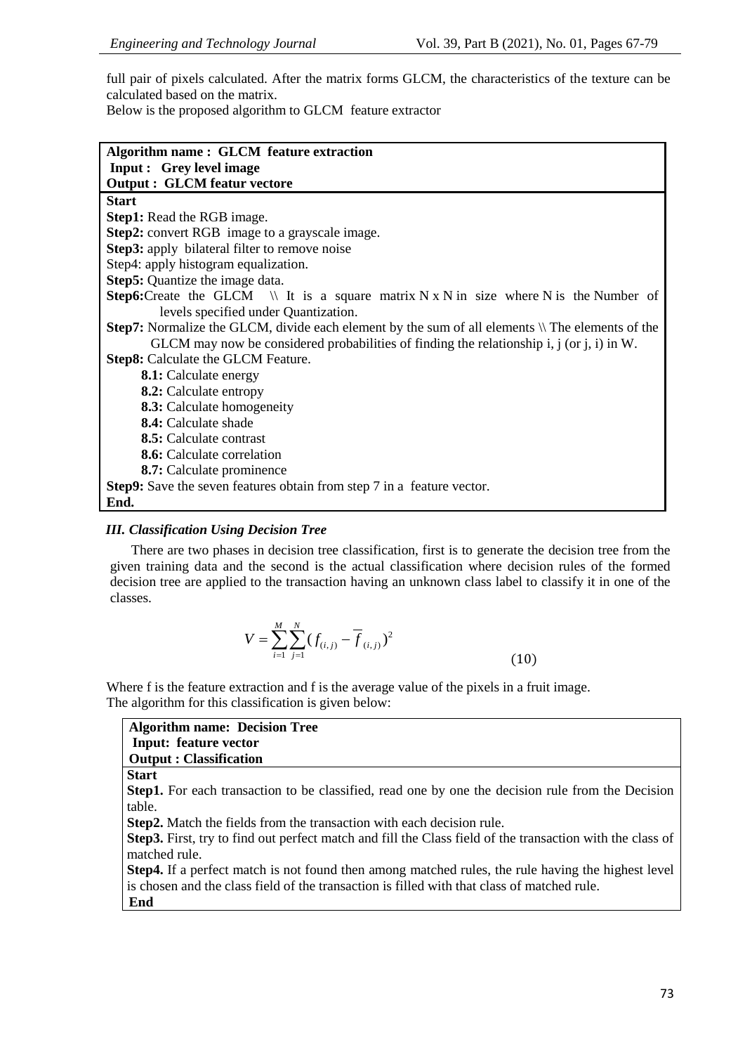full pair of pixels calculated. After the matrix forms GLCM, the characteristics of the texture can be calculated based on the matrix.

Below is the proposed algorithm to GLCM feature extractor

| **Algorithm name : GLCM feature extraction**<br>**Input : Grey level image**<br>**Output : GLCM featur vectore** |
|---|
| **Start**<br>**Step1:** Read the RGB image.<br>**Step2:** convert RGB image to a grayscale image.<br>**Step3:** apply bilateral filter to remove noise<br>Step4: apply histogram equalization.<br>**Step5:** Quantize the image data.<br>**Step6:** Create the GLCM \\ It is a square matrix N x N in size where N is the Number of levels specified under Quantization.<br>**Step7:** Normalize the GLCM, divide each element by the sum of all elements \\ The elements of the GLCM may now be considered probabilities of finding the relationship i, j (or j, i) in W.<br>**Step8:** Calculate the GLCM Feature.<br>**8.1:** Calculate energy<br>**8.2:** Calculate entropy<br>**8.3:** Calculate homogeneity<br>**8.4:** Calculate shade<br>**8.5:** Calculate contrast<br>**8.6:** Calculate correlation<br>**8.7:** Calculate prominence<br>**Step9:** Save the seven features obtain from step 7 in a feature vector.<br>**End.** |

### *III. Classification Using Decision Tree*

There are two phases in decision tree classification, first is to generate the decision tree from the given training data and the second is the actual classification where decision rules of the formed decision tree are applied to the transaction having an unknown class label to classify it in one of the classes.

$$V = \sum_{i=1}^{M} \sum_{j=1}^{N} (f_{(i,j)} - \overline{f}_{(i,j)})^2 \tag{10}$$

Where f is the feature extraction and f is the average value of the pixels in a fruit image.

The algorithm for this classification is given below:

| **Algorithm name: Decision Tree**<br>**Input: feature vector**<br>**Output : Classification** |
|---|
| **Start**<br>**Step1.** For each transaction to be classified, read one by one the decision rule from the Decision table.<br>**Step2.** Match the fields from the transaction with each decision rule.<br>**Step3.** First, try to find out perfect match and fill the Class field of the transaction with the class of matched rule.<br>**Step4.** If a perfect match is not found then among matched rules, the rule having the highest level is chosen and the class field of the transaction is filled with that class of matched rule.<br>**End** |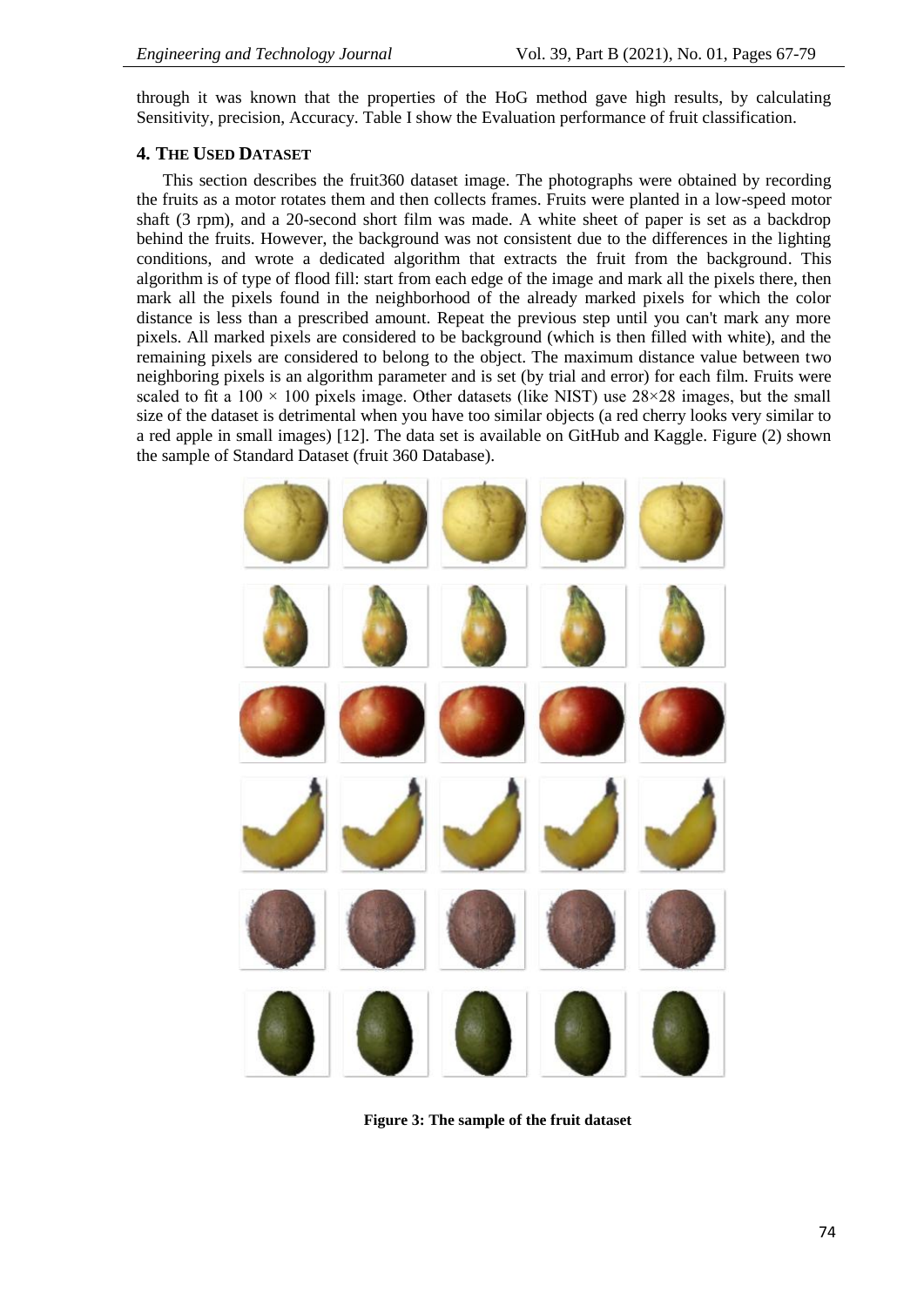through it was known that the properties of the HoG method gave high results, by calculating Sensitivity, precision, Accuracy. Table I show the Evaluation performance of fruit classification.

## 4. The Used Dataset

This section describes the fruit360 dataset image. The photographs were obtained by recording the fruits as a motor rotates them and then collects frames. Fruits were planted in a low-speed motor shaft (3 rpm), and a 20-second short film was made. A white sheet of paper is set as a backdrop behind the fruits. However, the background was not consistent due to the differences in the lighting conditions, and wrote a dedicated algorithm that extracts the fruit from the background. This algorithm is of type of flood fill: start from each edge of the image and mark all the pixels there, then mark all the pixels found in the neighborhood of the already marked pixels for which the color distance is less than a prescribed amount. Repeat the previous step until you can't mark any more pixels. All marked pixels are considered to be background (which is then filled with white), and the remaining pixels are considered to belong to the object. The maximum distance value between two neighboring pixels is an algorithm parameter and is set (by trial and error) for each film. Fruits were scaled to fit a $100 \times 100$ pixels image. Other datasets (like NIST) use $28 \times 28$ images, but the small size of the dataset is detrimental when you have too similar objects (a red cherry looks very similar to a red apple in small images) [12]. The data set is available on GitHub and Kaggle. Figure (2) shown the sample of Standard Dataset (fruit 360 Database).

**Figure 3: The sample of the fruit dataset**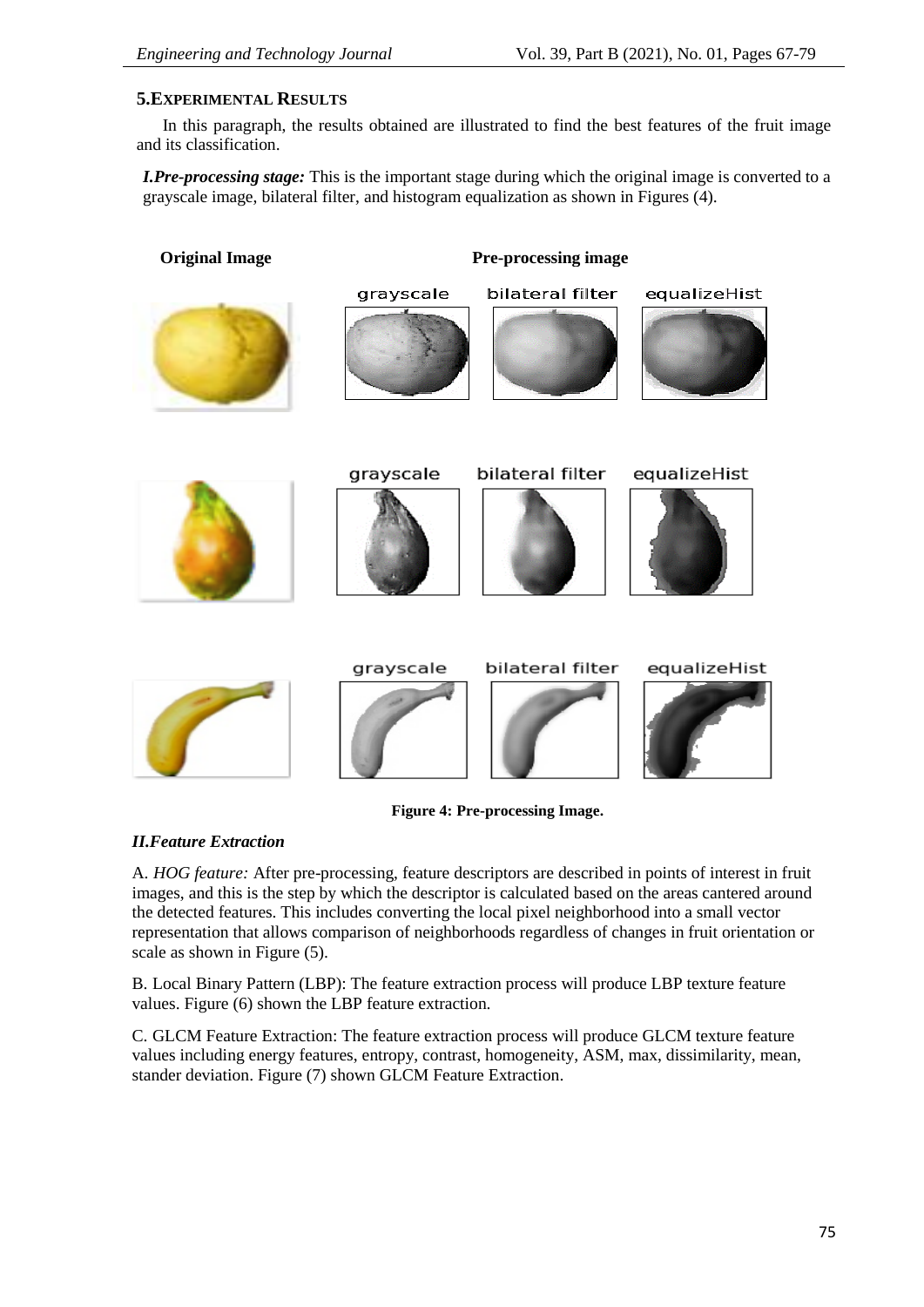## 5.Experimental Results

In this paragraph, the results obtained are illustrated to find the best features of the fruit image and its classification.

***I.Pre-processing stage:*** This is the important stage during which the original image is converted to a grayscale image, bilateral filter, and histogram equalization as shown in Figures (4).

**Figure 4: Pre-processing Image.**

### *II.Feature Extraction*

A. *HOG feature:* After pre-processing, feature descriptors are described in points of interest in fruit images, and this is the step by which the descriptor is calculated based on the areas cantered around the detected features. This includes converting the local pixel neighborhood into a small vector representation that allows comparison of neighborhoods regardless of changes in fruit orientation or scale as shown in Figure (5).

B. Local Binary Pattern (LBP): The feature extraction process will produce LBP texture feature values. Figure (6) shown the LBP feature extraction.

C. GLCM Feature Extraction: The feature extraction process will produce GLCM texture feature values including energy features, entropy, contrast, homogeneity, ASM, max, dissimilarity, mean, stander deviation. Figure (7) shown GLCM Feature Extraction.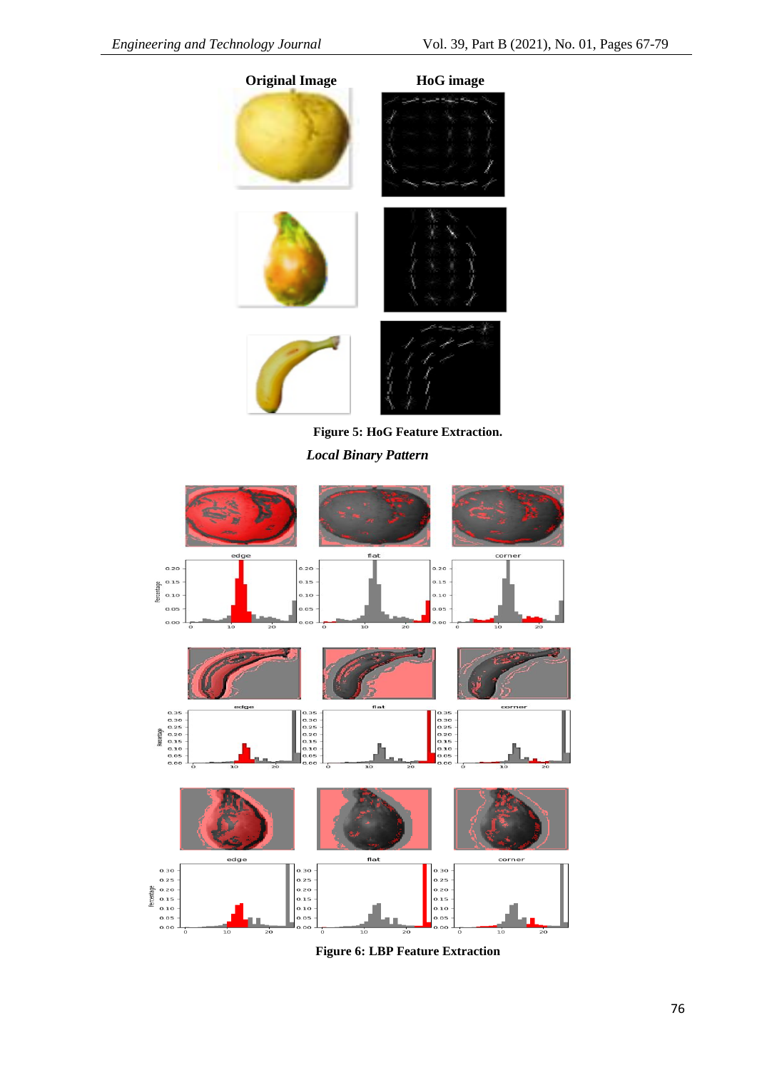Figure 5: HoG Feature Extraction.

*Local Binary Pattern*

Figure 6: LBP Feature Extraction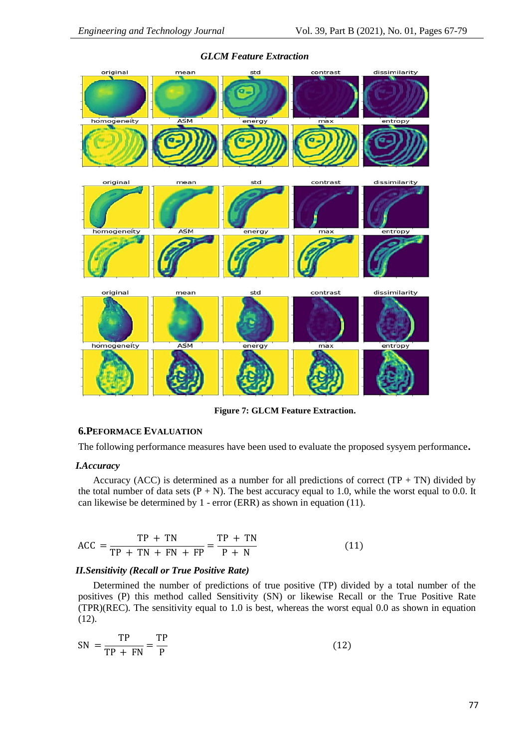*GLCM Feature Extraction*

**Figure 7: GLCM Feature Extraction.**

## 6.PEFORMACE EVALUATION

The following performance measures have been used to evaluate the proposed sysyem performance.

### *I.Accuracy*

Accuracy (ACC) is determined as a number for all predictions of correct (TP + TN) divided by the total number of data sets (P + N). The best accuracy equal to 1.0, while the worst equal to 0.0. It can likewise be determined by 1 - error (ERR) as shown in equation (11).

$$\text{ACC} = \frac{\text{TP} + \text{TN}}{\text{TP} + \text{TN} + \text{FN} + \text{FP}} = \frac{\text{TP} + \text{TN}}{\text{P} + \text{N}} \tag{11}$$

### *II.Sensitivity (Recall or True Positive Rate)*

Determined the number of predictions of true positive (TP) divided by a total number of the positives (P) this method called Sensitivity (SN) or likewise Recall or the True Positive Rate (TPR)(REC). The sensitivity equal to 1.0 is best, whereas the worst equal 0.0 as shown in equation (12).

$$\text{SN} = \frac{\text{TP}}{\text{TP} + \text{FN}} = \frac{\text{TP}}{\text{P}} \tag{12}$$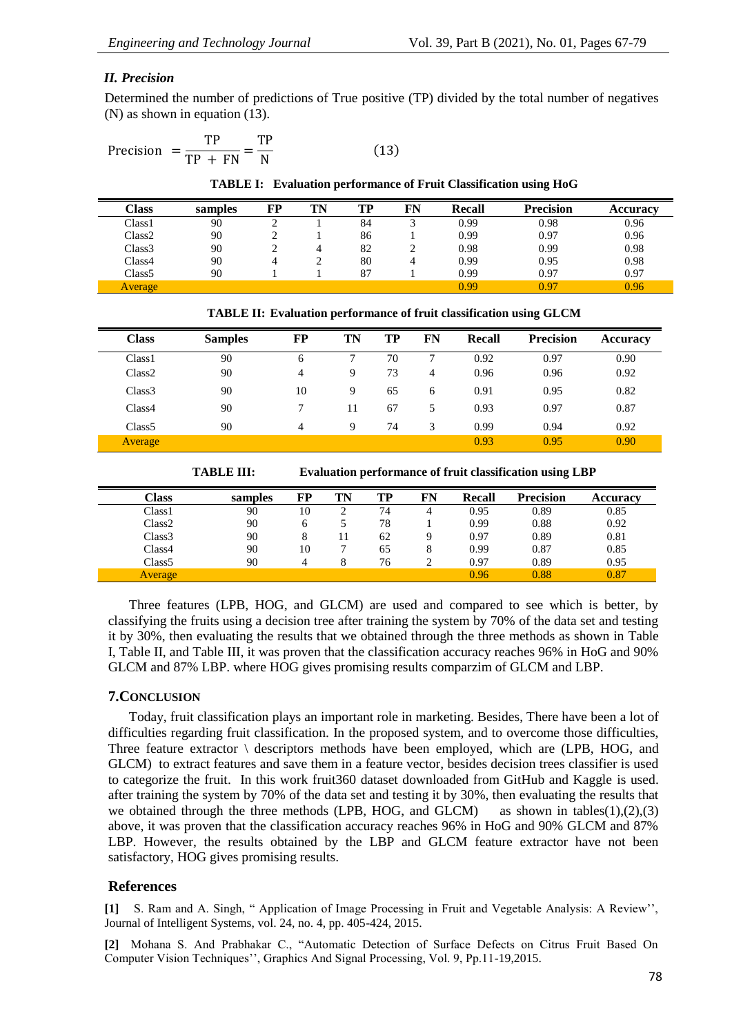### *II. Precision*

Determined the number of predictions of True positive (TP) divided by the total number of negatives (N) as shown in equation (13).

$$\text{Precision} = \frac{\text{TP}}{\text{TP + FN}} = \frac{\text{TP}}{\text{N}} \quad (13)$$

**TABLE I: Evaluation performance of Fruit Classification using HoG**

| Class | samples | FP | TN | TP | FN | Recall | Precision | Accuracy |
|---|---|---|---|---|---|---|---|---|
| Class1 | 90 | 2 | 1 | 84 | 3 | 0.99 | 0.98 | 0.96 |
| Class2 | 90 | 2 | 1 | 86 | 1 | 0.99 | 0.97 | 0.96 |
| Class3 | 90 | 2 | 4 | 82 | 2 | 0.98 | 0.99 | 0.98 |
| Class4 | 90 | 4 | 2 | 80 | 4 | 0.99 | 0.95 | 0.98 |
| Class5 | 90 | 1 | 1 | 87 | 1 | 0.99 | 0.97 | 0.97 |
| Average | | | | | | 0.99 | 0.97 | 0.96 |

**TABLE II: Evaluation performance of fruit classification using GLCM**

| Class | Samples | FP | TN | TP | FN | Recall | Precision | Accuracy |
|---|---|---|---|---|---|---|---|---|
| Class1 | 90 | 6 | 7 | 70 | 7 | 0.92 | 0.97 | 0.90 |
| Class2 | 90 | 4 | 9 | 73 | 4 | 0.96 | 0.96 | 0.92 |
| Class3 | 90 | 10 | 9 | 65 | 6 | 0.91 | 0.95 | 0.82 |
| Class4 | 90 | 7 | 11 | 67 | 5 | 0.93 | 0.97 | 0.87 |
| Class5 | 90 | 4 | 9 | 74 | 3 | 0.99 | 0.94 | 0.92 |
| Average | | | | | | 0.93 | 0.95 | 0.90 |

**TABLE III: Evaluation performance of fruit classification using LBP**

| Class | samples | FP | TN | TP | FN | Recall | Precision | Accuracy |
|---|---|---|---|---|---|---|---|---|
| Class1 | 90 | 10 | 2 | 74 | 4 | 0.95 | 0.89 | 0.85 |
| Class2 | 90 | 6 | 5 | 78 | 1 | 0.99 | 0.88 | 0.92 |
| Class3 | 90 | 8 | 11 | 62 | 9 | 0.97 | 0.89 | 0.81 |
| Class4 | 90 | 10 | 7 | 65 | 8 | 0.99 | 0.87 | 0.85 |
| Class5 | 90 | 4 | 8 | 76 | 2 | 0.97 | 0.89 | 0.95 |
| Average | | | | | | 0.96 | 0.88 | 0.87 |

Three features (LPB, HOG, and GLCM) are used and compared to see which is better, by classifying the fruits using a decision tree after training the system by 70% of the data set and testing it by 30%, then evaluating the results that we obtained through the three methods as shown in Table I, Table II, and Table III, it was proven that the classification accuracy reaches 96% in HoG and 90% GLCM and 87% LBP. where HOG gives promising results comparzim of GLCM and LBP.

## 7. Conclusion

Today, fruit classification plays an important role in marketing. Besides, There have been a lot of difficulties regarding fruit classification. In the proposed system, and to overcome those difficulties, Three feature extractor \ descriptors methods have been employed, which are (LPB, HOG, and GLCM) to extract features and save them in a feature vector, besides decision trees classifier is used to categorize the fruit. In this work fruit360 dataset downloaded from GitHub and Kaggle is used. after training the system by 70% of the data set and testing it by 30%, then evaluating the results that we obtained through the three methods (LPB, HOG, and GLCM) as shown in tables(1),(2),(3) above, it was proven that the classification accuracy reaches 96% in HoG and 90% GLCM and 87% LBP. However, the results obtained by the LBP and GLCM feature extractor have not been satisfactory, HOG gives promising results.

## References

**[1]** S. Ram and A. Singh, " Application of Image Processing in Fruit and Vegetable Analysis: A Review'', Journal of Intelligent Systems, vol. 24, no. 4, pp. 405-424, 2015.

**[2]** Mohana S. And Prabhakar C., "Automatic Detection of Surface Defects on Citrus Fruit Based On Computer Vision Techniques'', Graphics And Signal Processing, Vol. 9, Pp.11-19,2015.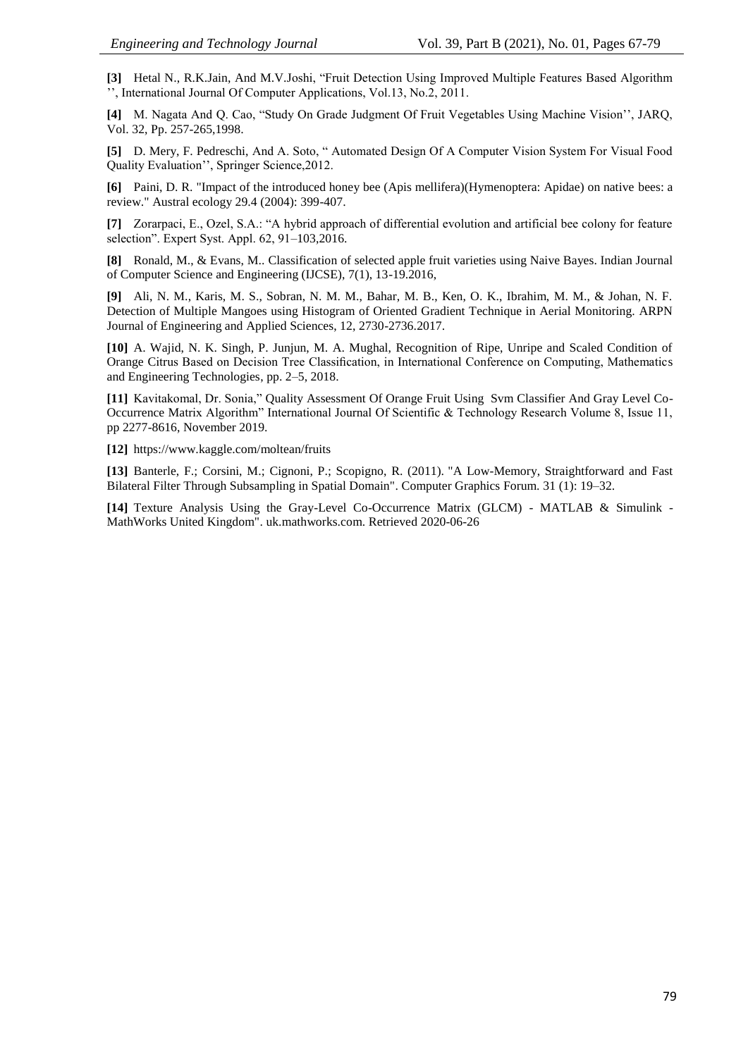**[3]** Hetal N., R.K.Jain, And M.V.Joshi, "Fruit Detection Using Improved Multiple Features Based Algorithm '', International Journal Of Computer Applications, Vol.13, No.2, 2011.

**[4]** M. Nagata And Q. Cao, "Study On Grade Judgment Of Fruit Vegetables Using Machine Vision'', JARQ, Vol. 32, Pp. 257-265,1998.

**[5]** D. Mery, F. Pedreschi, And A. Soto, " Automated Design Of A Computer Vision System For Visual Food Quality Evaluation'', Springer Science,2012.

**[6]** Paini, D. R. "Impact of the introduced honey bee (Apis mellifera)(Hymenoptera: Apidae) on native bees: a review." Austral ecology 29.4 (2004): 399-407.

**[7]** Zorarpaci, E., Ozel, S.A.: "A hybrid approach of differential evolution and artificial bee colony for feature selection". Expert Syst. Appl. 62, 91–103,2016.

**[8]** Ronald, M., & Evans, M.. Classification of selected apple fruit varieties using Naive Bayes. Indian Journal of Computer Science and Engineering (IJCSE), 7(1), 13-19.2016,

**[9]** Ali, N. M., Karis, M. S., Sobran, N. M. M., Bahar, M. B., Ken, O. K., Ibrahim, M. M., & Johan, N. F. Detection of Multiple Mangoes using Histogram of Oriented Gradient Technique in Aerial Monitoring. ARPN Journal of Engineering and Applied Sciences, 12, 2730-2736.2017.

**[10]** A. Wajid, N. K. Singh, P. Junjun, M. A. Mughal, Recognition of Ripe, Unripe and Scaled Condition of Orange Citrus Based on Decision Tree Classification, in International Conference on Computing, Mathematics and Engineering Technologies, pp. 2–5, 2018.

**[11]** Kavitakomal, Dr. Sonia," Quality Assessment Of Orange Fruit Using Svm Classifier And Gray Level Co-Occurrence Matrix Algorithm" International Journal Of Scientific & Technology Research Volume 8, Issue 11, pp 2277-8616, November 2019.

**[12]** https://www.kaggle.com/moltean/fruits

**[13]** Banterle, F.; Corsini, M.; Cignoni, P.; Scopigno, R. (2011). "A Low-Memory, Straightforward and Fast Bilateral Filter Through Subsampling in Spatial Domain". Computer Graphics Forum. 31 (1): 19–32.

**[14]** Texture Analysis Using the Gray-Level Co-Occurrence Matrix (GLCM) - MATLAB & Simulink - MathWorks United Kingdom". uk.mathworks.com. Retrieved 2020-06-26